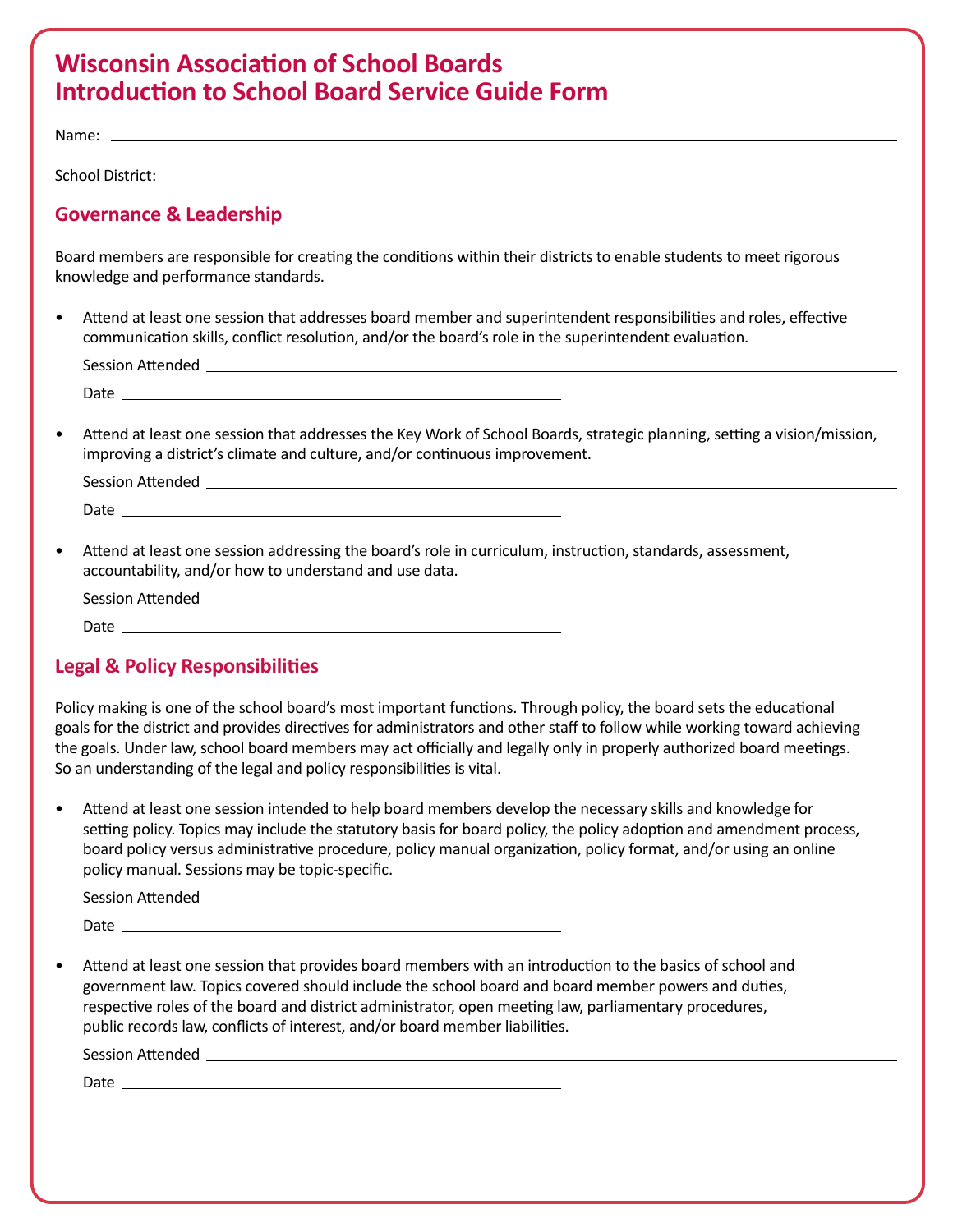# Wisconsin Association of School Boards
# Introduction to School Board Service Guide Form

Name: \_\_\_\_\_\_\_\_\_\_\_\_\_\_\_\_\_\_\_\_\_\_\_\_\_\_\_\_\_\_\_\_

School District: \_\_\_\_\_\_\_\_\_\_\_\_\_\_\_\_\_\_\_\_\_\_\_\_\_\_\_\_\_\_\_\_

## Governance & Leadership

Board members are responsible for creating the conditions within their districts to enable students to meet rigorous knowledge and performance standards.

- Attend at least one session that addresses board member and superintendent responsibilities and roles, effective communication skills, conflict resolution, and/or the board's role in the superintendent evaluation.

  Session Attended \_\_\_\_\_\_\_\_\_\_\_\_\_\_\_\_\_\_\_\_\_\_\_\_\_\_\_\_\_\_\_\_

  Date \_\_\_\_\_\_\_\_\_\_\_\_\_\_\_\_\_\_\_\_

- Attend at least one session that addresses the Key Work of School Boards, strategic planning, setting a vision/mission, improving a district's climate and culture, and/or continuous improvement.

  Session Attended \_\_\_\_\_\_\_\_\_\_\_\_\_\_\_\_\_\_\_\_\_\_\_\_\_\_\_\_\_\_\_\_

  Date \_\_\_\_\_\_\_\_\_\_\_\_\_\_\_\_\_\_\_\_

- Attend at least one session addressing the board's role in curriculum, instruction, standards, assessment, accountability, and/or how to understand and use data.

  Session Attended \_\_\_\_\_\_\_\_\_\_\_\_\_\_\_\_\_\_\_\_\_\_\_\_\_\_\_\_\_\_\_\_

  Date \_\_\_\_\_\_\_\_\_\_\_\_\_\_\_\_\_\_\_\_

## Legal & Policy Responsibilities

Policy making is one of the school board's most important functions. Through policy, the board sets the educational goals for the district and provides directives for administrators and other staff to follow while working toward achieving the goals. Under law, school board members may act officially and legally only in properly authorized board meetings. So an understanding of the legal and policy responsibilities is vital.

- Attend at least one session intended to help board members develop the necessary skills and knowledge for setting policy. Topics may include the statutory basis for board policy, the policy adoption and amendment process, board policy versus administrative procedure, policy manual organization, policy format, and/or using an online policy manual. Sessions may be topic-specific.

  Session Attended \_\_\_\_\_\_\_\_\_\_\_\_\_\_\_\_\_\_\_\_\_\_\_\_\_\_\_\_\_\_\_\_

  Date \_\_\_\_\_\_\_\_\_\_\_\_\_\_\_\_\_\_\_\_

- Attend at least one session that provides board members with an introduction to the basics of school and government law. Topics covered should include the school board and board member powers and duties, respective roles of the board and district administrator, open meeting law, parliamentary procedures, public records law, conflicts of interest, and/or board member liabilities.

  Session Attended \_\_\_\_\_\_\_\_\_\_\_\_\_\_\_\_\_\_\_\_\_\_\_\_\_\_\_\_\_\_\_\_

  Date \_\_\_\_\_\_\_\_\_\_\_\_\_\_\_\_\_\_\_\_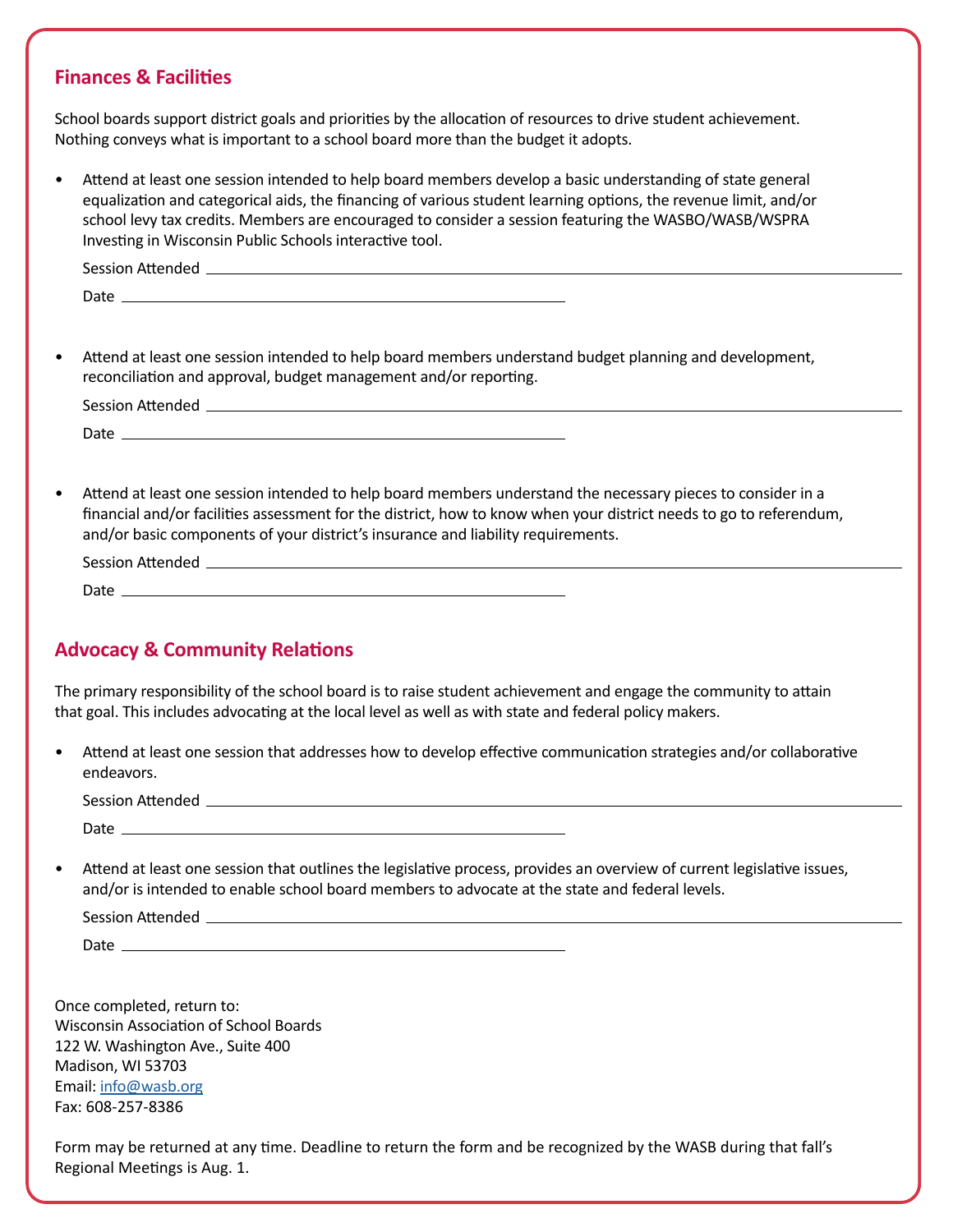## Finances & Facilities

School boards support district goals and priorities by the allocation of resources to drive student achievement. Nothing conveys what is important to a school board more than the budget it adopts.

- Attend at least one session intended to help board members develop a basic understanding of state general equalization and categorical aids, the financing of various student learning options, the revenue limit, and/or school levy tax credits. Members are encouraged to consider a session featuring the WASBO/WASB/WSPRA Investing in Wisconsin Public Schools interactive tool.

  Session Attended \_\_\_\_\_\_\_\_\_\_\_\_\_\_\_\_\_\_\_\_\_\_\_\_\_\_\_\_\_\_\_\_\_\_\_\_\_\_\_\_\_\_

  Date \_\_\_\_\_\_\_\_\_\_\_\_\_\_\_\_\_\_\_\_\_\_\_\_\_\_\_\_

- Attend at least one session intended to help board members understand budget planning and development, reconciliation and approval, budget management and/or reporting.

  Session Attended \_\_\_\_\_\_\_\_\_\_\_\_\_\_\_\_\_\_\_\_\_\_\_\_\_\_\_\_\_\_\_\_\_\_\_\_\_\_\_\_\_\_

  Date \_\_\_\_\_\_\_\_\_\_\_\_\_\_\_\_\_\_\_\_\_\_\_\_\_\_\_\_

- Attend at least one session intended to help board members understand the necessary pieces to consider in a financial and/or facilities assessment for the district, how to know when your district needs to go to referendum, and/or basic components of your district's insurance and liability requirements.

  Session Attended \_\_\_\_\_\_\_\_\_\_\_\_\_\_\_\_\_\_\_\_\_\_\_\_\_\_\_\_\_\_\_\_\_\_\_\_\_\_\_\_\_\_

  Date \_\_\_\_\_\_\_\_\_\_\_\_\_\_\_\_\_\_\_\_\_\_\_\_\_\_\_\_

## Advocacy & Community Relations

The primary responsibility of the school board is to raise student achievement and engage the community to attain that goal. This includes advocating at the local level as well as with state and federal policy makers.

- Attend at least one session that addresses how to develop effective communication strategies and/or collaborative endeavors.

  Session Attended \_\_\_\_\_\_\_\_\_\_\_\_\_\_\_\_\_\_\_\_\_\_\_\_\_\_\_\_\_\_\_\_\_\_\_\_\_\_\_\_\_\_

  Date \_\_\_\_\_\_\_\_\_\_\_\_\_\_\_\_\_\_\_\_\_\_\_\_\_\_\_\_

- Attend at least one session that outlines the legislative process, provides an overview of current legislative issues, and/or is intended to enable school board members to advocate at the state and federal levels.

  Session Attended \_\_\_\_\_\_\_\_\_\_\_\_\_\_\_\_\_\_\_\_\_\_\_\_\_\_\_\_\_\_\_\_\_\_\_\_\_\_\_\_\_\_

  Date \_\_\_\_\_\_\_\_\_\_\_\_\_\_\_\_\_\_\_\_\_\_\_\_\_\_\_\_

Once completed, return to:
Wisconsin Association of School Boards
122 W. Washington Ave., Suite 400
Madison, WI 53703
Email: info@wasb.org
Fax: 608-257-8386

Form may be returned at any time. Deadline to return the form and be recognized by the WASB during that fall's Regional Meetings is Aug. 1.